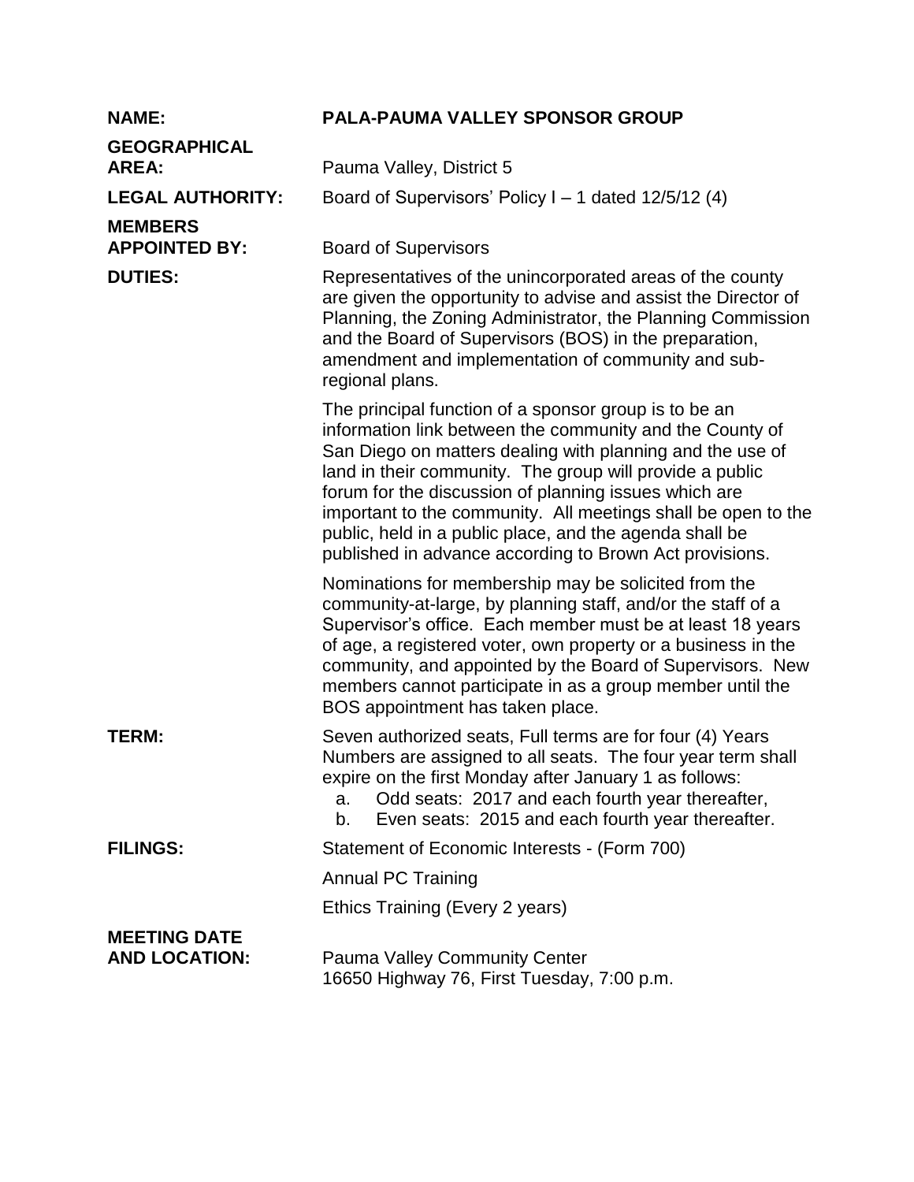**NAME:** **PALA-PAUMA VALLEY SPONSOR GROUP**

**GEOGRAPHICAL AREA:** Pauma Valley, District 5

**LEGAL AUTHORITY:** Board of Supervisors' Policy I – 1 dated 12/5/12 (4)

**MEMBERS APPOINTED BY:** Board of Supervisors

**DUTIES:** Representatives of the unincorporated areas of the county are given the opportunity to advise and assist the Director of Planning, the Zoning Administrator, the Planning Commission and the Board of Supervisors (BOS) in the preparation, amendment and implementation of community and sub-regional plans.

The principal function of a sponsor group is to be an information link between the community and the County of San Diego on matters dealing with planning and the use of land in their community. The group will provide a public forum for the discussion of planning issues which are important to the community. All meetings shall be open to the public, held in a public place, and the agenda shall be published in advance according to Brown Act provisions.

Nominations for membership may be solicited from the community-at-large, by planning staff, and/or the staff of a Supervisor's office. Each member must be at least 18 years of age, a registered voter, own property or a business in the community, and appointed by the Board of Supervisors. New members cannot participate in as a group member until the BOS appointment has taken place.

**TERM:** Seven authorized seats, Full terms are for four (4) Years Numbers are assigned to all seats. The four year term shall expire on the first Monday after January 1 as follows:

a. Odd seats: 2017 and each fourth year thereafter,
b. Even seats: 2015 and each fourth year thereafter.

**FILINGS:** Statement of Economic Interests - (Form 700)

Annual PC Training

Ethics Training (Every 2 years)

**MEETING DATE AND LOCATION:** Pauma Valley Community Center
16650 Highway 76, First Tuesday, 7:00 p.m.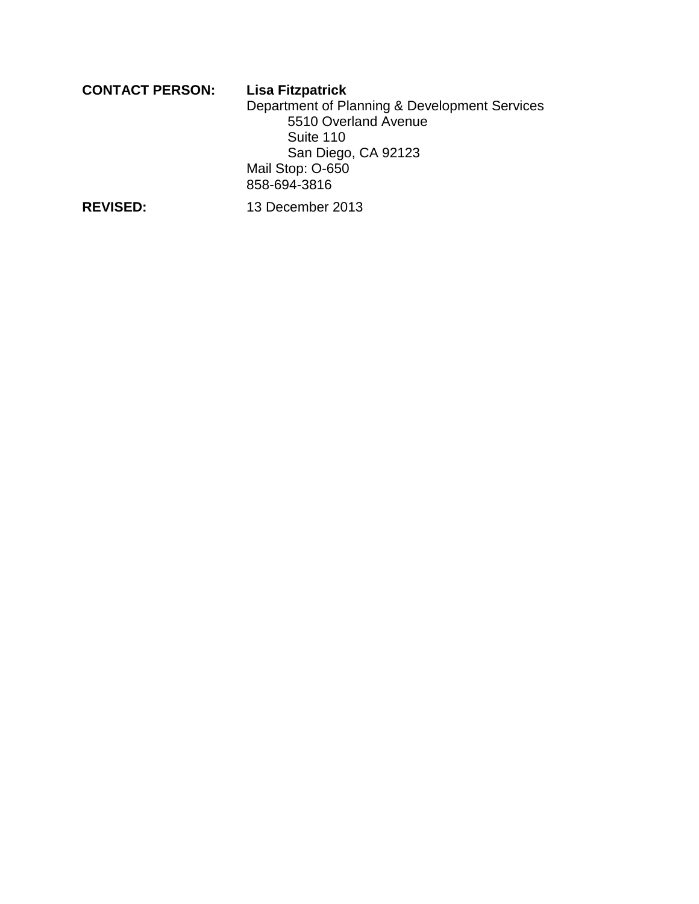**CONTACT PERSON:** **Lisa Fitzpatrick**
Department of Planning & Development Services
5510 Overland Avenue
Suite 110
San Diego, CA 92123
Mail Stop: O-650
858-694-3816

**REVISED:** 13 December 2013